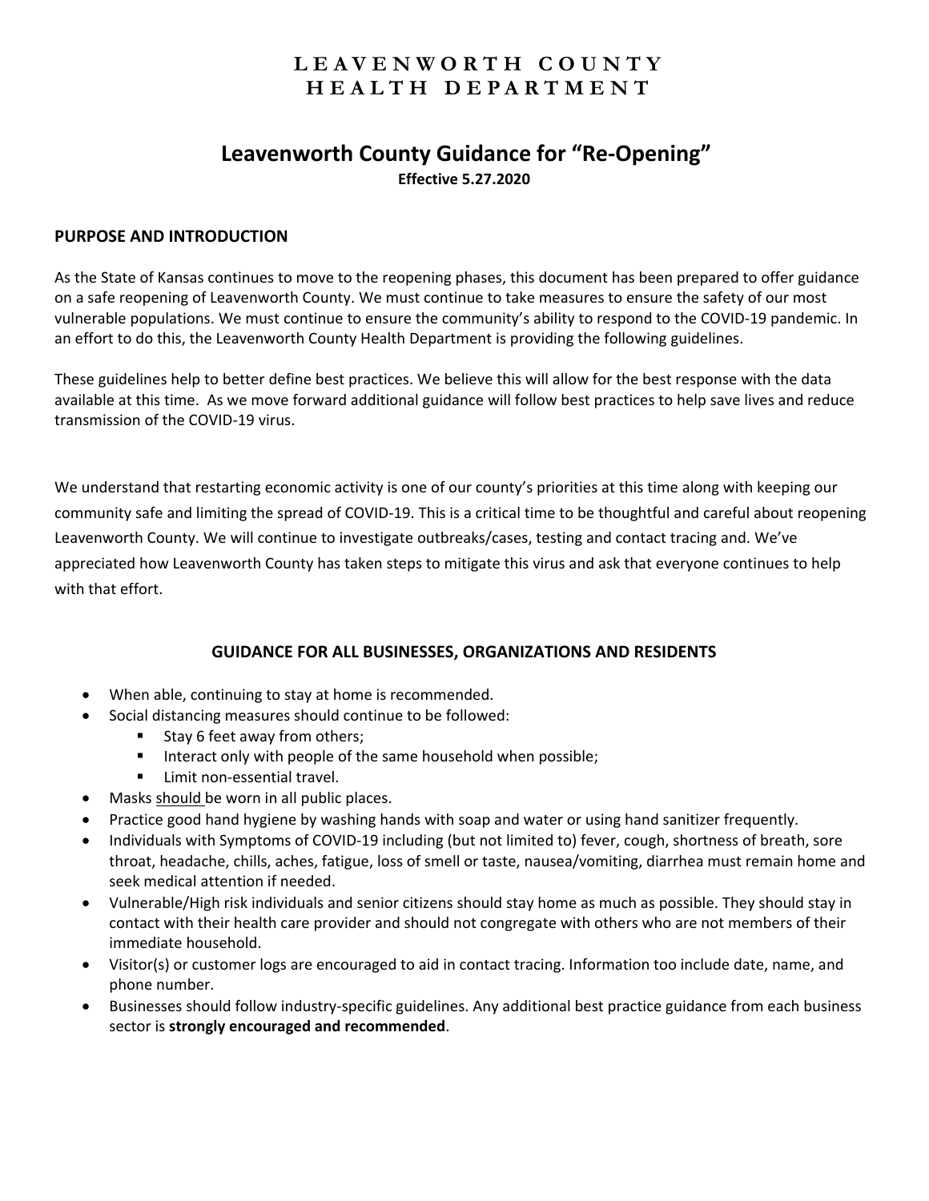# LEAVENWORTH COUNTY HEALTH DEPARTMENT

## Leavenworth County Guidance for "Re-Opening"

**Effective 5.27.2020**

### PURPOSE AND INTRODUCTION

As the State of Kansas continues to move to the reopening phases, this document has been prepared to offer guidance on a safe reopening of Leavenworth County. We must continue to take measures to ensure the safety of our most vulnerable populations. We must continue to ensure the community's ability to respond to the COVID-19 pandemic. In an effort to do this, the Leavenworth County Health Department is providing the following guidelines.

These guidelines help to better define best practices. We believe this will allow for the best response with the data available at this time. As we move forward additional guidance will follow best practices to help save lives and reduce transmission of the COVID-19 virus.

We understand that restarting economic activity is one of our county's priorities at this time along with keeping our community safe and limiting the spread of COVID-19. This is a critical time to be thoughtful and careful about reopening Leavenworth County. We will continue to investigate outbreaks/cases, testing and contact tracing and. We've appreciated how Leavenworth County has taken steps to mitigate this virus and ask that everyone continues to help with that effort.

### GUIDANCE FOR ALL BUSINESSES, ORGANIZATIONS AND RESIDENTS

- When able, continuing to stay at home is recommended.
- Social distancing measures should continue to be followed:
  - Stay 6 feet away from others;
  - Interact only with people of the same household when possible;
  - Limit non-essential travel.
- Masks should be worn in all public places.
- Practice good hand hygiene by washing hands with soap and water or using hand sanitizer frequently.
- Individuals with Symptoms of COVID-19 including (but not limited to) fever, cough, shortness of breath, sore throat, headache, chills, aches, fatigue, loss of smell or taste, nausea/vomiting, diarrhea must remain home and seek medical attention if needed.
- Vulnerable/High risk individuals and senior citizens should stay home as much as possible. They should stay in contact with their health care provider and should not congregate with others who are not members of their immediate household.
- Visitor(s) or customer logs are encouraged to aid in contact tracing. Information too include date, name, and phone number.
- Businesses should follow industry-specific guidelines. Any additional best practice guidance from each business sector is **strongly encouraged and recommended**.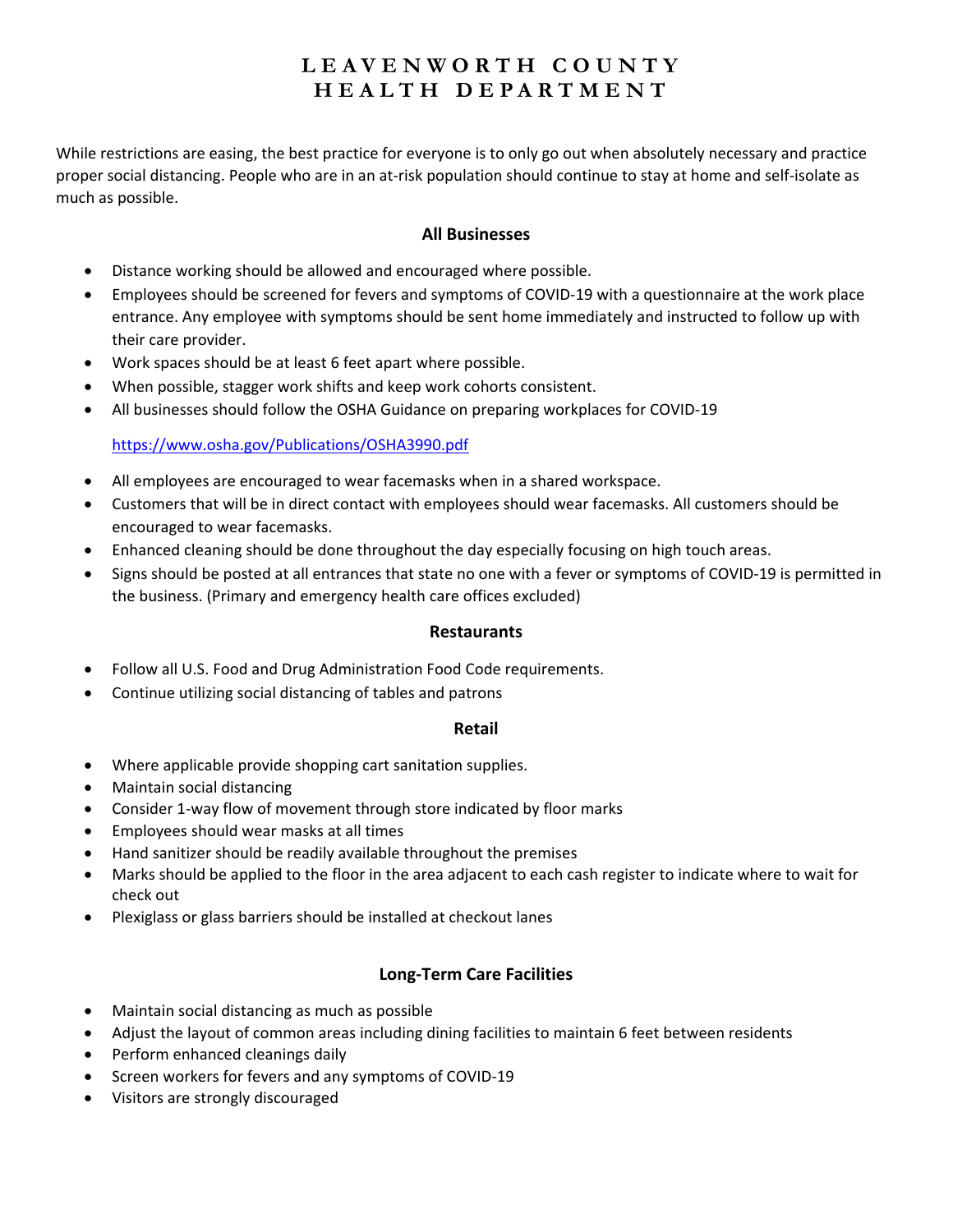# LEAVENWORTH COUNTY HEALTH DEPARTMENT

While restrictions are easing, the best practice for everyone is to only go out when absolutely necessary and practice proper social distancing. People who are in an at-risk population should continue to stay at home and self-isolate as much as possible.

## All Businesses

- Distance working should be allowed and encouraged where possible.
- Employees should be screened for fevers and symptoms of COVID-19 with a questionnaire at the work place entrance. Any employee with symptoms should be sent home immediately and instructed to follow up with their care provider.
- Work spaces should be at least 6 feet apart where possible.
- When possible, stagger work shifts and keep work cohorts consistent.
- All businesses should follow the OSHA Guidance on preparing workplaces for COVID-19

  https://www.osha.gov/Publications/OSHA3990.pdf

- All employees are encouraged to wear facemasks when in a shared workspace.
- Customers that will be in direct contact with employees should wear facemasks. All customers should be encouraged to wear facemasks.
- Enhanced cleaning should be done throughout the day especially focusing on high touch areas.
- Signs should be posted at all entrances that state no one with a fever or symptoms of COVID-19 is permitted in the business. (Primary and emergency health care offices excluded)

## Restaurants

- Follow all U.S. Food and Drug Administration Food Code requirements.
- Continue utilizing social distancing of tables and patrons

## Retail

- Where applicable provide shopping cart sanitation supplies.
- Maintain social distancing
- Consider 1-way flow of movement through store indicated by floor marks
- Employees should wear masks at all times
- Hand sanitizer should be readily available throughout the premises
- Marks should be applied to the floor in the area adjacent to each cash register to indicate where to wait for check out
- Plexiglass or glass barriers should be installed at checkout lanes

## Long-Term Care Facilities

- Maintain social distancing as much as possible
- Adjust the layout of common areas including dining facilities to maintain 6 feet between residents
- Perform enhanced cleanings daily
- Screen workers for fevers and any symptoms of COVID-19
- Visitors are strongly discouraged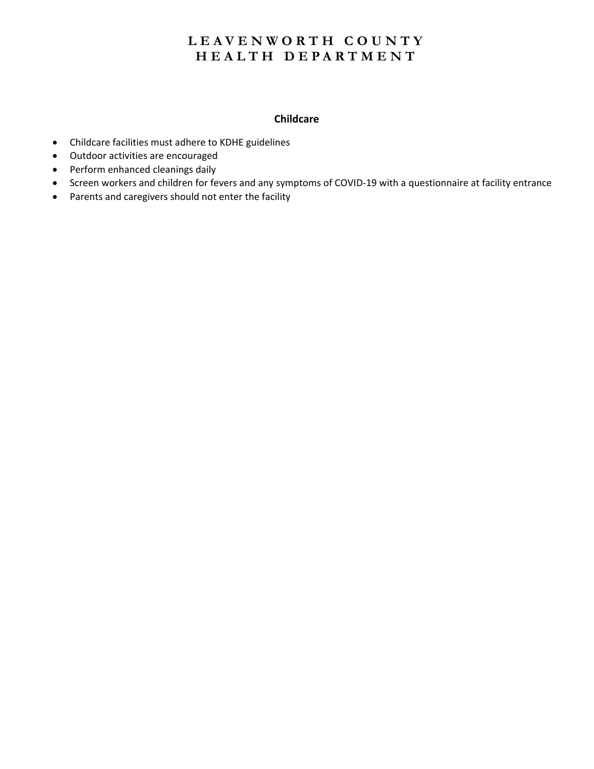# LEAVENWORTH COUNTY HEALTH DEPARTMENT

## Childcare

- Childcare facilities must adhere to KDHE guidelines
- Outdoor activities are encouraged
- Perform enhanced cleanings daily
- Screen workers and children for fevers and any symptoms of COVID-19 with a questionnaire at facility entrance
- Parents and caregivers should not enter the facility